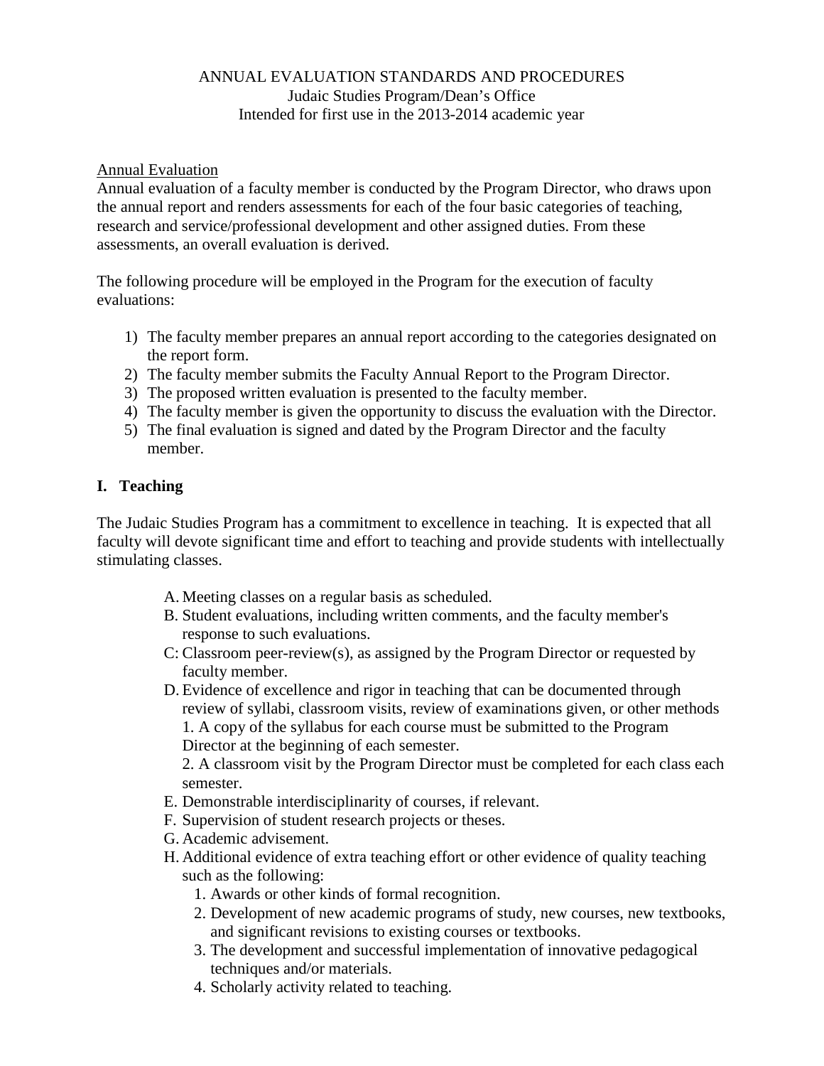# ANNUAL EVALUATION STANDARDS AND PROCEDURES

Judaic Studies Program/Dean's Office
Intended for first use in the 2013-2014 academic year

<u>Annual Evaluation</u>

Annual evaluation of a faculty member is conducted by the Program Director, who draws upon the annual report and renders assessments for each of the four basic categories of teaching, research and service/professional development and other assigned duties. From these assessments, an overall evaluation is derived.

The following procedure will be employed in the Program for the execution of faculty evaluations:

1) The faculty member prepares an annual report according to the categories designated on the report form.
2) The faculty member submits the Faculty Annual Report to the Program Director.
3) The proposed written evaluation is presented to the faculty member.
4) The faculty member is given the opportunity to discuss the evaluation with the Director.
5) The final evaluation is signed and dated by the Program Director and the faculty member.

## I. Teaching

The Judaic Studies Program has a commitment to excellence in teaching. It is expected that all faculty will devote significant time and effort to teaching and provide students with intellectually stimulating classes.

A. Meeting classes on a regular basis as scheduled.
B. Student evaluations, including written comments, and the faculty member's response to such evaluations.
C: Classroom peer-review(s), as assigned by the Program Director or requested by faculty member.
D. Evidence of excellence and rigor in teaching that can be documented through review of syllabi, classroom visits, review of examinations given, or other methods
   1. A copy of the syllabus for each course must be submitted to the Program Director at the beginning of each semester.
   2. A classroom visit by the Program Director must be completed for each class each semester.
E. Demonstrable interdisciplinarity of courses, if relevant.
F. Supervision of student research projects or theses.
G. Academic advisement.
H. Additional evidence of extra teaching effort or other evidence of quality teaching such as the following:
   1. Awards or other kinds of formal recognition.
   2. Development of new academic programs of study, new courses, new textbooks, and significant revisions to existing courses or textbooks.
   3. The development and successful implementation of innovative pedagogical techniques and/or materials.
   4. Scholarly activity related to teaching.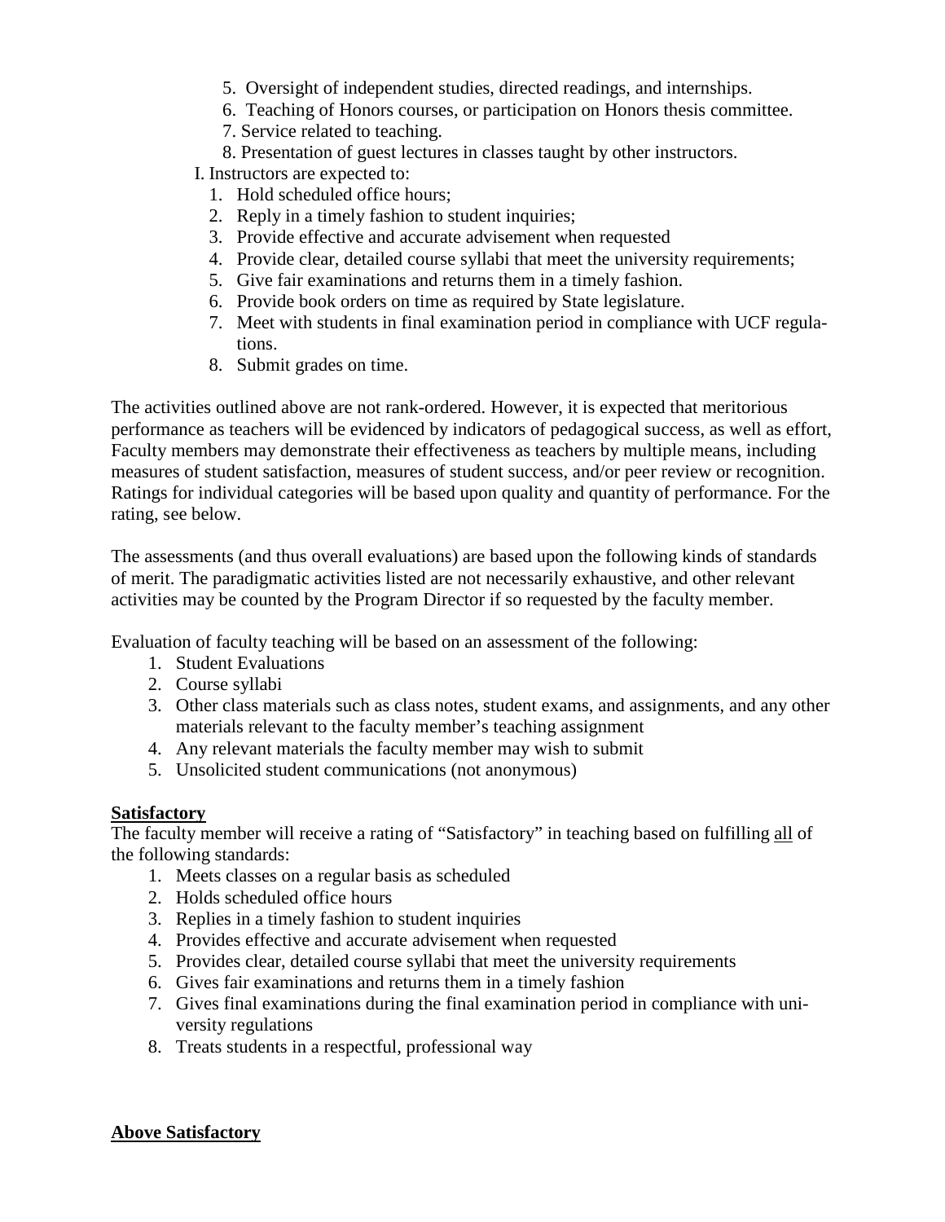5. Oversight of independent studies, directed readings, and internships.
6. Teaching of Honors courses, or participation on Honors thesis committee.
7. Service related to teaching.
8. Presentation of guest lectures in classes taught by other instructors.

I. Instructors are expected to:

1. Hold scheduled office hours;
2. Reply in a timely fashion to student inquiries;
3. Provide effective and accurate advisement when requested
4. Provide clear, detailed course syllabi that meet the university requirements;
5. Give fair examinations and returns them in a timely fashion.
6. Provide book orders on time as required by State legislature.
7. Meet with students in final examination period in compliance with UCF regulations.
8. Submit grades on time.

The activities outlined above are not rank-ordered. However, it is expected that meritorious performance as teachers will be evidenced by indicators of pedagogical success, as well as effort, Faculty members may demonstrate their effectiveness as teachers by multiple means, including measures of student satisfaction, measures of student success, and/or peer review or recognition. Ratings for individual categories will be based upon quality and quantity of performance. For the rating, see below.

The assessments (and thus overall evaluations) are based upon the following kinds of standards of merit. The paradigmatic activities listed are not necessarily exhaustive, and other relevant activities may be counted by the Program Director if so requested by the faculty member.

Evaluation of faculty teaching will be based on an assessment of the following:

1. Student Evaluations
2. Course syllabi
3. Other class materials such as class notes, student exams, and assignments, and any other materials relevant to the faculty member's teaching assignment
4. Any relevant materials the faculty member may wish to submit
5. Unsolicited student communications (not anonymous)

**Satisfactory**

The faculty member will receive a rating of "Satisfactory" in teaching based on fulfilling all of the following standards:

1. Meets classes on a regular basis as scheduled
2. Holds scheduled office hours
3. Replies in a timely fashion to student inquiries
4. Provides effective and accurate advisement when requested
5. Provides clear, detailed course syllabi that meet the university requirements
6. Gives fair examinations and returns them in a timely fashion
7. Gives final examinations during the final examination period in compliance with university regulations
8. Treats students in a respectful, professional way

**Above Satisfactory**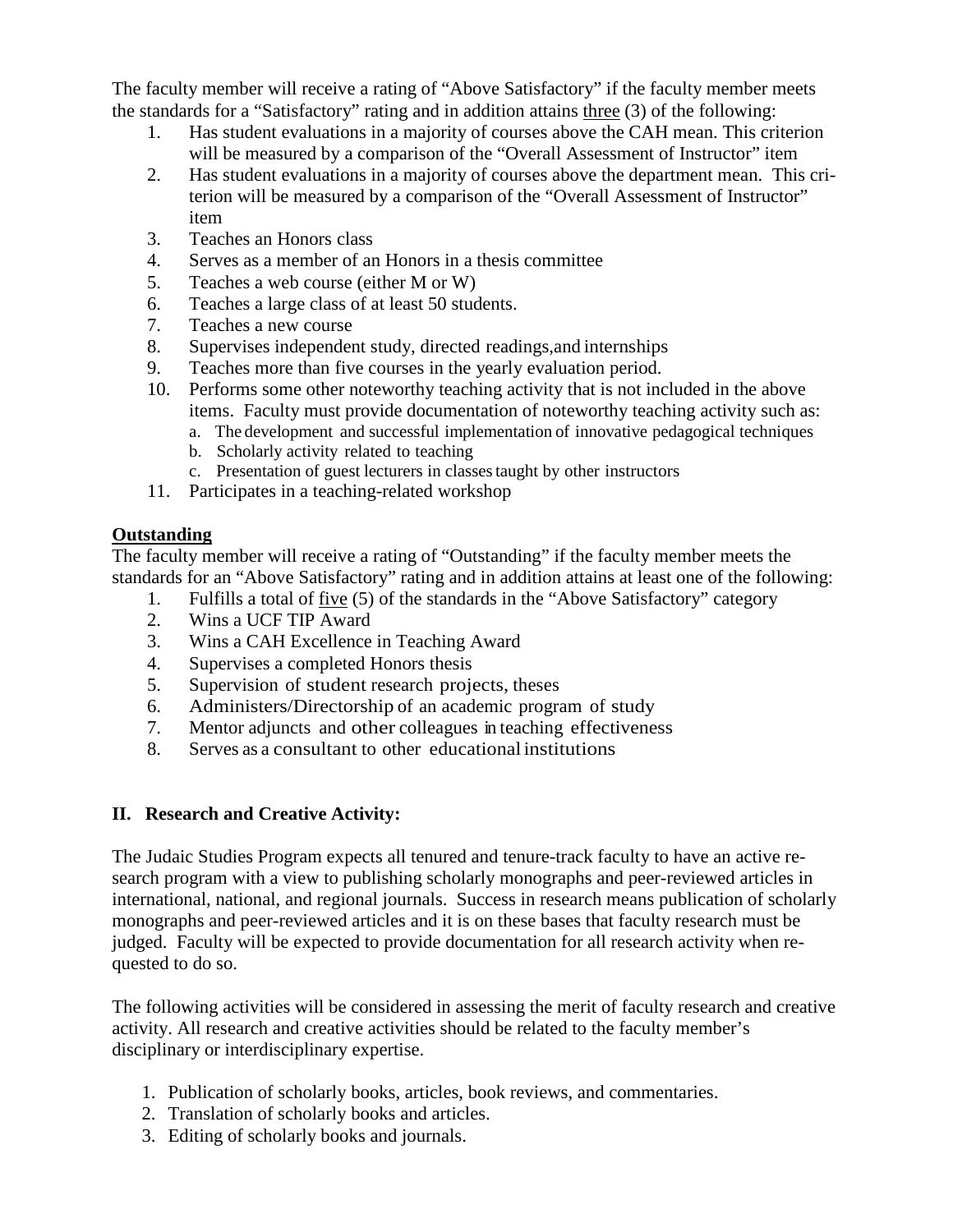The faculty member will receive a rating of "Above Satisfactory" if the faculty member meets the standards for a "Satisfactory" rating and in addition attains <u>three</u> (3) of the following:

1. Has student evaluations in a majority of courses above the CAH mean. This criterion will be measured by a comparison of the "Overall Assessment of Instructor" item
2. Has student evaluations in a majority of courses above the department mean. This criterion will be measured by a comparison of the "Overall Assessment of Instructor" item
3. Teaches an Honors class
4. Serves as a member of an Honors in a thesis committee
5. Teaches a web course (either M or W)
6. Teaches a large class of at least 50 students.
7. Teaches a new course
8. Supervises independent study, directed readings,and internships
9. Teaches more than five courses in the yearly evaluation period.
10. Performs some other noteworthy teaching activity that is not included in the above items. Faculty must provide documentation of noteworthy teaching activity such as:
    a. The development and successful implementation of innovative pedagogical techniques
    b. Scholarly activity related to teaching
    c. Presentation of guest lecturers in classes taught by other instructors
11. Participates in a teaching-related workshop

**<u>Outstanding</u>**

The faculty member will receive a rating of "Outstanding" if the faculty member meets the standards for an "Above Satisfactory" rating and in addition attains at least one of the following:

1. Fulfills a total of <u>five</u> (5) of the standards in the "Above Satisfactory" category
2. Wins a UCF TIP Award
3. Wins a CAH Excellence in Teaching Award
4. Supervises a completed Honors thesis
5. Supervision of student research projects, theses
6. Administers/Directorship of an academic program of study
7. Mentor adjuncts and other colleagues in teaching effectiveness
8. Serves as a consultant to other educational institutions

## II. Research and Creative Activity:

The Judaic Studies Program expects all tenured and tenure-track faculty to have an active research program with a view to publishing scholarly monographs and peer-reviewed articles in international, national, and regional journals. Success in research means publication of scholarly monographs and peer-reviewed articles and it is on these bases that faculty research must be judged. Faculty will be expected to provide documentation for all research activity when requested to do so.

The following activities will be considered in assessing the merit of faculty research and creative activity. All research and creative activities should be related to the faculty member's disciplinary or interdisciplinary expertise.

1. Publication of scholarly books, articles, book reviews, and commentaries.
2. Translation of scholarly books and articles.
3. Editing of scholarly books and journals.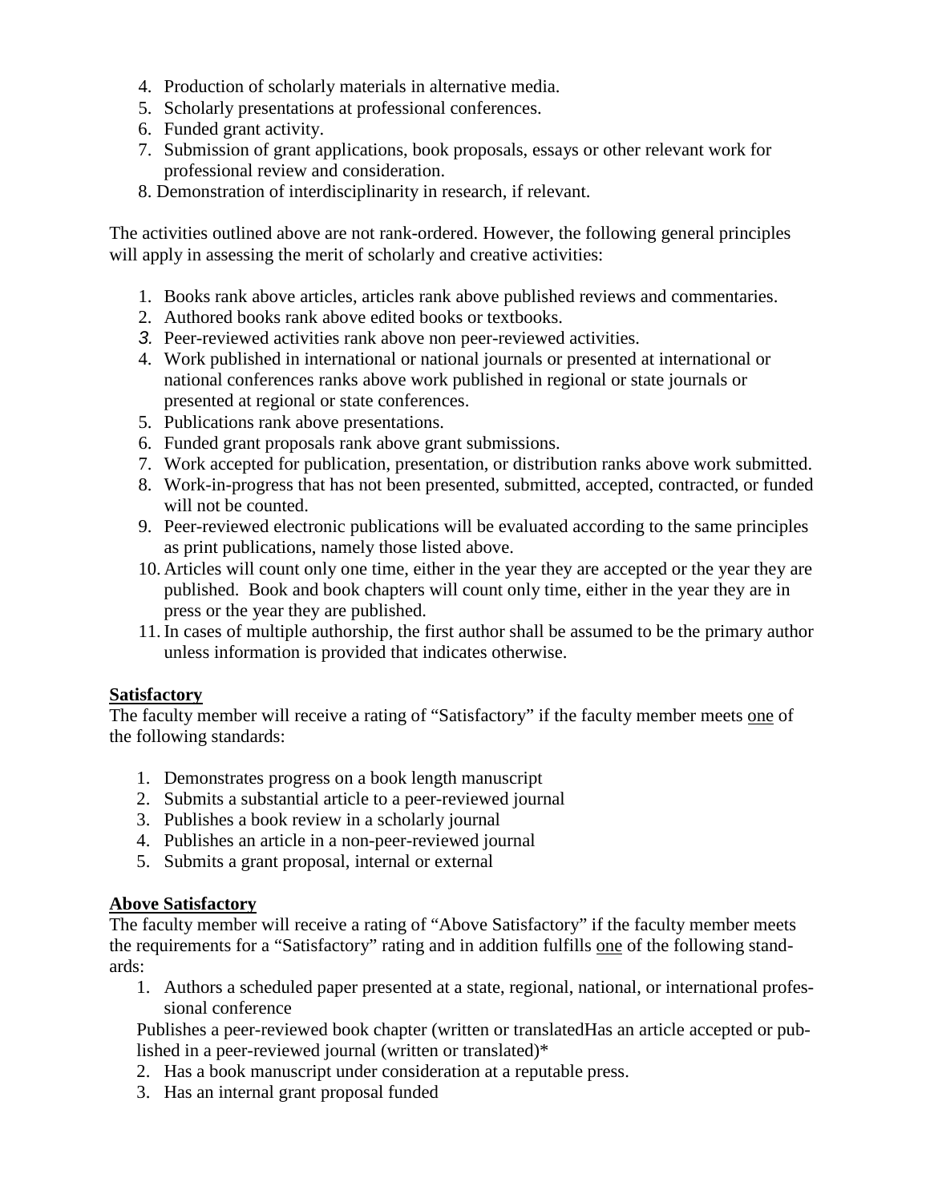4. Production of scholarly materials in alternative media.
5. Scholarly presentations at professional conferences.
6. Funded grant activity.
7. Submission of grant applications, book proposals, essays or other relevant work for professional review and consideration.
8. Demonstration of interdisciplinarity in research, if relevant.

The activities outlined above are not rank-ordered. However, the following general principles will apply in assessing the merit of scholarly and creative activities:

1. Books rank above articles, articles rank above published reviews and commentaries.
2. Authored books rank above edited books or textbooks.
3. Peer-reviewed activities rank above non peer-reviewed activities.
4. Work published in international or national journals or presented at international or national conferences ranks above work published in regional or state journals or presented at regional or state conferences.
5. Publications rank above presentations.
6. Funded grant proposals rank above grant submissions.
7. Work accepted for publication, presentation, or distribution ranks above work submitted.
8. Work-in-progress that has not been presented, submitted, accepted, contracted, or funded will not be counted.
9. Peer-reviewed electronic publications will be evaluated according to the same principles as print publications, namely those listed above.
10. Articles will count only one time, either in the year they are accepted or the year they are published. Book and book chapters will count only time, either in the year they are in press or the year they are published.
11. In cases of multiple authorship, the first author shall be assumed to be the primary author unless information is provided that indicates otherwise.

**Satisfactory**

The faculty member will receive a rating of "Satisfactory" if the faculty member meets one of the following standards:

1. Demonstrates progress on a book length manuscript
2. Submits a substantial article to a peer-reviewed journal
3. Publishes a book review in a scholarly journal
4. Publishes an article in a non-peer-reviewed journal
5. Submits a grant proposal, internal or external

**Above Satisfactory**

The faculty member will receive a rating of "Above Satisfactory" if the faculty member meets the requirements for a "Satisfactory" rating and in addition fulfills one of the following standards:

1. Authors a scheduled paper presented at a state, regional, national, or international professional conference

   Publishes a peer-reviewed book chapter (written or translatedHas an article accepted or published in a peer-reviewed journal (written or translated)*
2. Has a book manuscript under consideration at a reputable press.
3. Has an internal grant proposal funded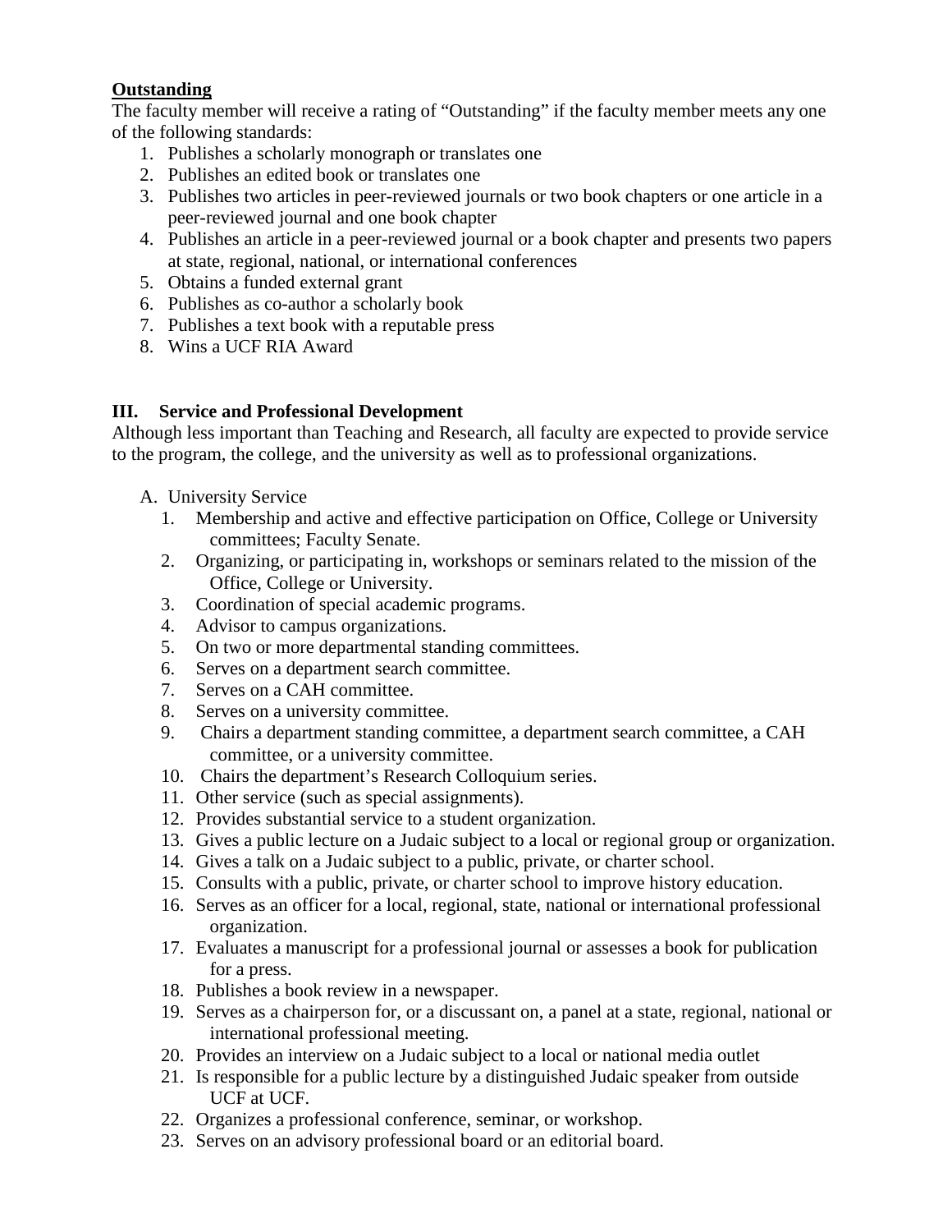**Outstanding**

The faculty member will receive a rating of "Outstanding" if the faculty member meets any one of the following standards:

1. Publishes a scholarly monograph or translates one
2. Publishes an edited book or translates one
3. Publishes two articles in peer-reviewed journals or two book chapters or one article in a peer-reviewed journal and one book chapter
4. Publishes an article in a peer-reviewed journal or a book chapter and presents two papers at state, regional, national, or international conferences
5. Obtains a funded external grant
6. Publishes as co-author a scholarly book
7. Publishes a text book with a reputable press
8. Wins a UCF RIA Award

### III. Service and Professional Development

Although less important than Teaching and Research, all faculty are expected to provide service to the program, the college, and the university as well as to professional organizations.

A. University Service

1. Membership and active and effective participation on Office, College or University committees; Faculty Senate.
2. Organizing, or participating in, workshops or seminars related to the mission of the Office, College or University.
3. Coordination of special academic programs.
4. Advisor to campus organizations.
5. On two or more departmental standing committees.
6. Serves on a department search committee.
7. Serves on a CAH committee.
8. Serves on a university committee.
9. Chairs a department standing committee, a department search committee, a CAH committee, or a university committee.
10. Chairs the department's Research Colloquium series.
11. Other service (such as special assignments).
12. Provides substantial service to a student organization.
13. Gives a public lecture on a Judaic subject to a local or regional group or organization.
14. Gives a talk on a Judaic subject to a public, private, or charter school.
15. Consults with a public, private, or charter school to improve history education.
16. Serves as an officer for a local, regional, state, national or international professional organization.
17. Evaluates a manuscript for a professional journal or assesses a book for publication for a press.
18. Publishes a book review in a newspaper.
19. Serves as a chairperson for, or a discussant on, a panel at a state, regional, national or international professional meeting.
20. Provides an interview on a Judaic subject to a local or national media outlet
21. Is responsible for a public lecture by a distinguished Judaic speaker from outside UCF at UCF.
22. Organizes a professional conference, seminar, or workshop.
23. Serves on an advisory professional board or an editorial board.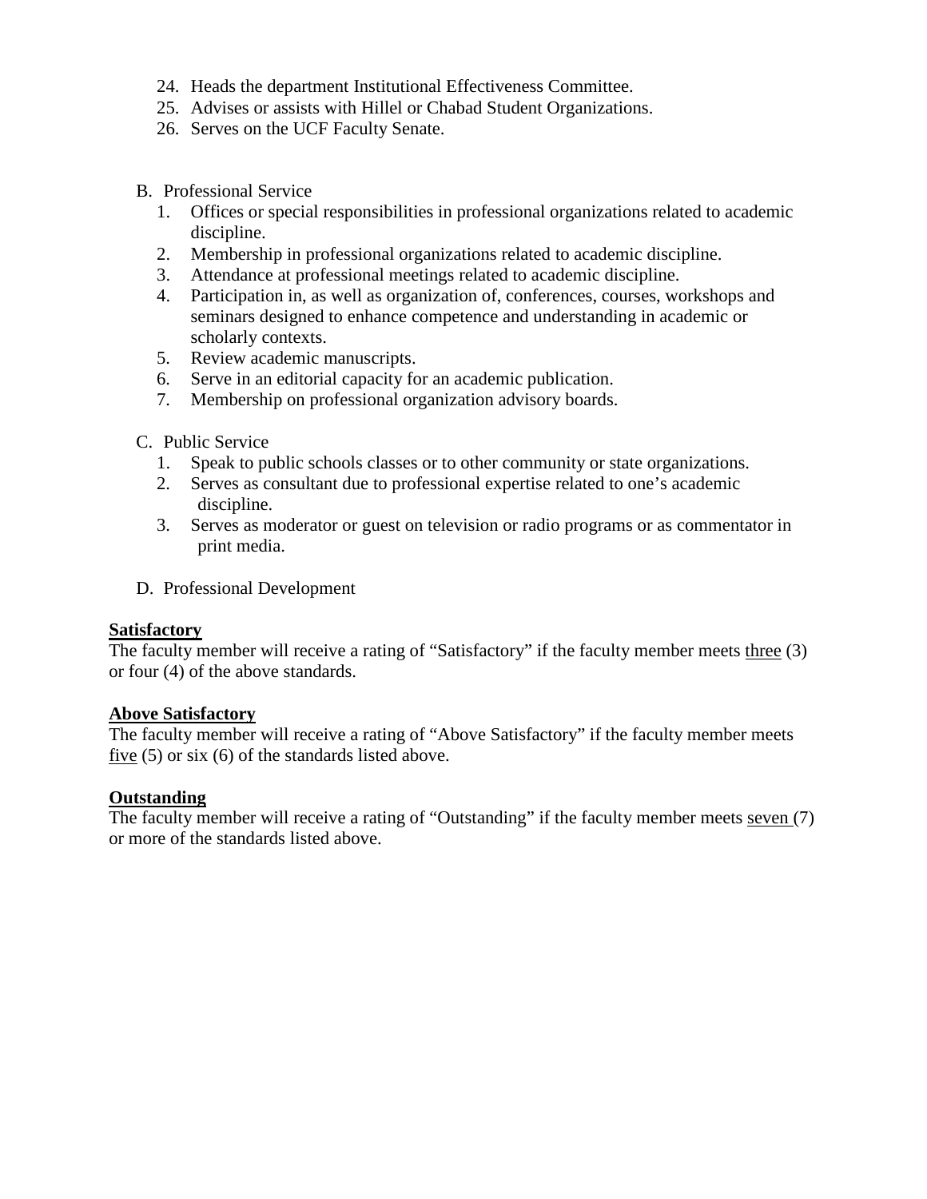24. Heads the department Institutional Effectiveness Committee.
25. Advises or assists with Hillel or Chabad Student Organizations.
26. Serves on the UCF Faculty Senate.

B. Professional Service
   1. Offices or special responsibilities in professional organizations related to academic discipline.
   2. Membership in professional organizations related to academic discipline.
   3. Attendance at professional meetings related to academic discipline.
   4. Participation in, as well as organization of, conferences, courses, workshops and seminars designed to enhance competence and understanding in academic or scholarly contexts.
   5. Review academic manuscripts.
   6. Serve in an editorial capacity for an academic publication.
   7. Membership on professional organization advisory boards.

C. Public Service
   1. Speak to public schools classes or to other community or state organizations.
   2. Serves as consultant due to professional expertise related to one's academic discipline.
   3. Serves as moderator or guest on television or radio programs or as commentator in print media.

D. Professional Development

**Satisfactory**

The faculty member will receive a rating of "Satisfactory" if the faculty member meets three (3) or four (4) of the above standards.

**Above Satisfactory**

The faculty member will receive a rating of "Above Satisfactory" if the faculty member meets five (5) or six (6) of the standards listed above.

**Outstanding**

The faculty member will receive a rating of "Outstanding" if the faculty member meets seven (7) or more of the standards listed above.